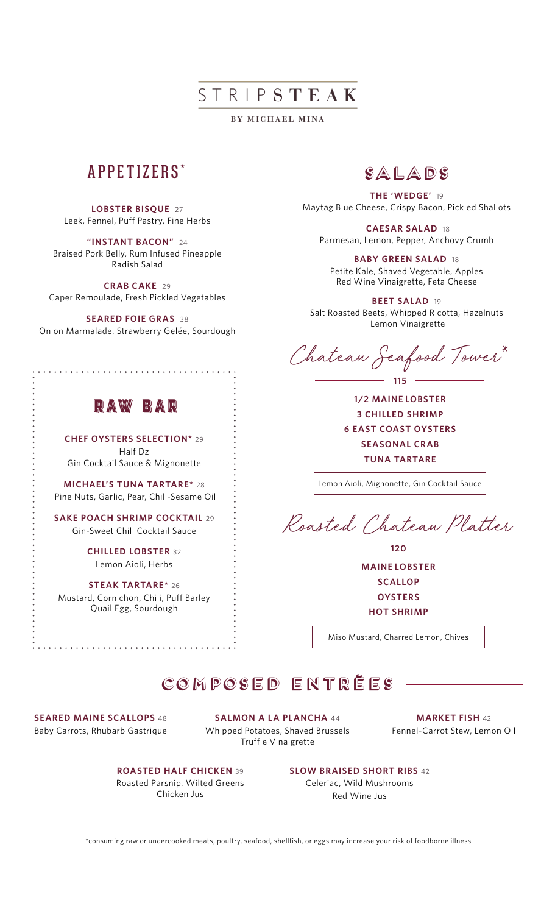# STRIPSTEAK

**BY MICHAEL MINA**

## APPETIZERS*

**LOBSTER BISQUE** 27
Leek, Fennel, Puff Pastry, Fine Herbs

**"INSTANT BACON"** 24
Braised Pork Belly, Rum Infused Pineapple
Radish Salad

**CRAB CAKE** 29
Caper Remoulade, Fresh Pickled Vegetables

**SEARED FOIE GRAS** 38
Onion Marmalade, Strawberry Gelée, Sourdough

## RAW BAR

**CHEF OYSTERS SELECTION*** 29
Half Dz
Gin Cocktail Sauce & Mignonette

**MICHAEL'S TUNA TARTARE*** 28
Pine Nuts, Garlic, Pear, Chili-Sesame Oil

**SAKE POACH SHRIMP COCKTAIL** 29
Gin-Sweet Chili Cocktail Sauce

**CHILLED LOBSTER** 32
Lemon Aioli, Herbs

**STEAK TARTARE*** 26
Mustard, Cornichon, Chili, Puff Barley
Quail Egg, Sourdough

## SALADS

**THE 'WEDGE'** 19
Maytag Blue Cheese, Crispy Bacon, Pickled Shallots

**CAESAR SALAD** 18
Parmesan, Lemon, Pepper, Anchovy Crumb

**BABY GREEN SALAD** 18
Petite Kale, Shaved Vegetable, Apples
Red Wine Vinaigrette, Feta Cheese

**BEET SALAD** 19
Salt Roasted Beets, Whipped Ricotta, Hazelnuts
Lemon Vinaigrette

## *Chateau Seafood Tower**

**115**

**1/2 MAINE LOBSTER**
**3 CHILLED SHRIMP**
**6 EAST COAST OYSTERS**
**SEASONAL CRAB**
**TUNA TARTARE**

Lemon Aioli, Mignonette, Gin Cocktail Sauce

## *Roasted Chateau Platter*

**120**

**MAINE LOBSTER**
**SCALLOP**
**OYSTERS**
**HOT SHRIMP**

Miso Mustard, Charred Lemon, Chives

## COMPOSED ENTRÉES

**SEARED MAINE SCALLOPS** 48
Baby Carrots, Rhubarb Gastrique

**SALMON A LA PLANCHA** 44
Whipped Potatoes, Shaved Brussels
Truffle Vinaigrette

**MARKET FISH** 42
Fennel-Carrot Stew, Lemon Oil

**ROASTED HALF CHICKEN** 39
Roasted Parsnip, Wilted Greens
Chicken Jus

**SLOW BRAISED SHORT RIBS** 42
Celeriac, Wild Mushrooms
Red Wine Jus

*consuming raw or undercooked meats, poultry, seafood, shellfish, or eggs may increase your risk of foodborne illness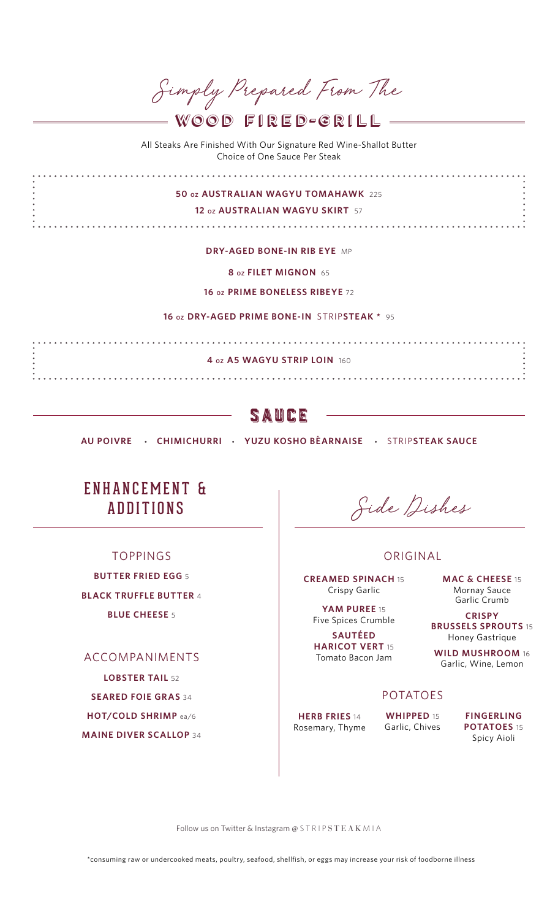# Simply Prepared From The

## WOOD FIRED-GRILL

All Steaks Are Finished With Our Signature Red Wine-Shallot Butter
Choice of One Sauce Per Steak

**50 oz AUSTRALIAN WAGYU TOMAHAWK** 225

**12 oz AUSTRALIAN WAGYU SKIRT** 57

**DRY-AGED BONE-IN RIB EYE** MP

**8 oz FILET MIGNON** 65

**16 oz PRIME BONELESS RIBEYE** 72

**16 oz DRY-AGED PRIME BONE-IN** STRIP**STEAK** * 95

**4 oz A5 WAGYU STRIP LOIN** 160

## SAUCE

**AU POIVRE** • **CHIMICHURRI** • **YUZU KOSHO BÈARNAISE** • STRIP**STEAK SAUCE**

## ENHANCEMENT & ADDITIONS

### TOPPINGS

**BUTTER FRIED EGG** 5

**BLACK TRUFFLE BUTTER** 4

**BLUE CHEESE** 5

### ACCOMPANIMENTS

**LOBSTER TAIL** 52

**SEARED FOIE GRAS** 34

**HOT/COLD SHRIMP** ea/6

**MAINE DIVER SCALLOP** 34

## Side Dishes

### ORIGINAL

**CREAMED SPINACH** 15
Crispy Garlic

**YAM PUREE** 15
Five Spices Crumble

**SAUTÉED HARICOT VERT** 15
Tomato Bacon Jam

**MAC & CHEESE** 15
Mornay Sauce
Garlic Crumb

**CRISPY BRUSSELS SPROUTS** 15
Honey Gastrique

**WILD MUSHROOM** 16
Garlic, Wine, Lemon

### POTATOES

**HERB FRIES** 14
Rosemary, Thyme

**WHIPPED** 15
Garlic, Chives

**FINGERLING POTATOES** 15
Spicy Aioli

Follow us on Twitter & Instagram @ STRIPSTEAKMIA

*consuming raw or undercooked meats, poultry, seafood, shellfish, or eggs may increase your risk of foodborne illness